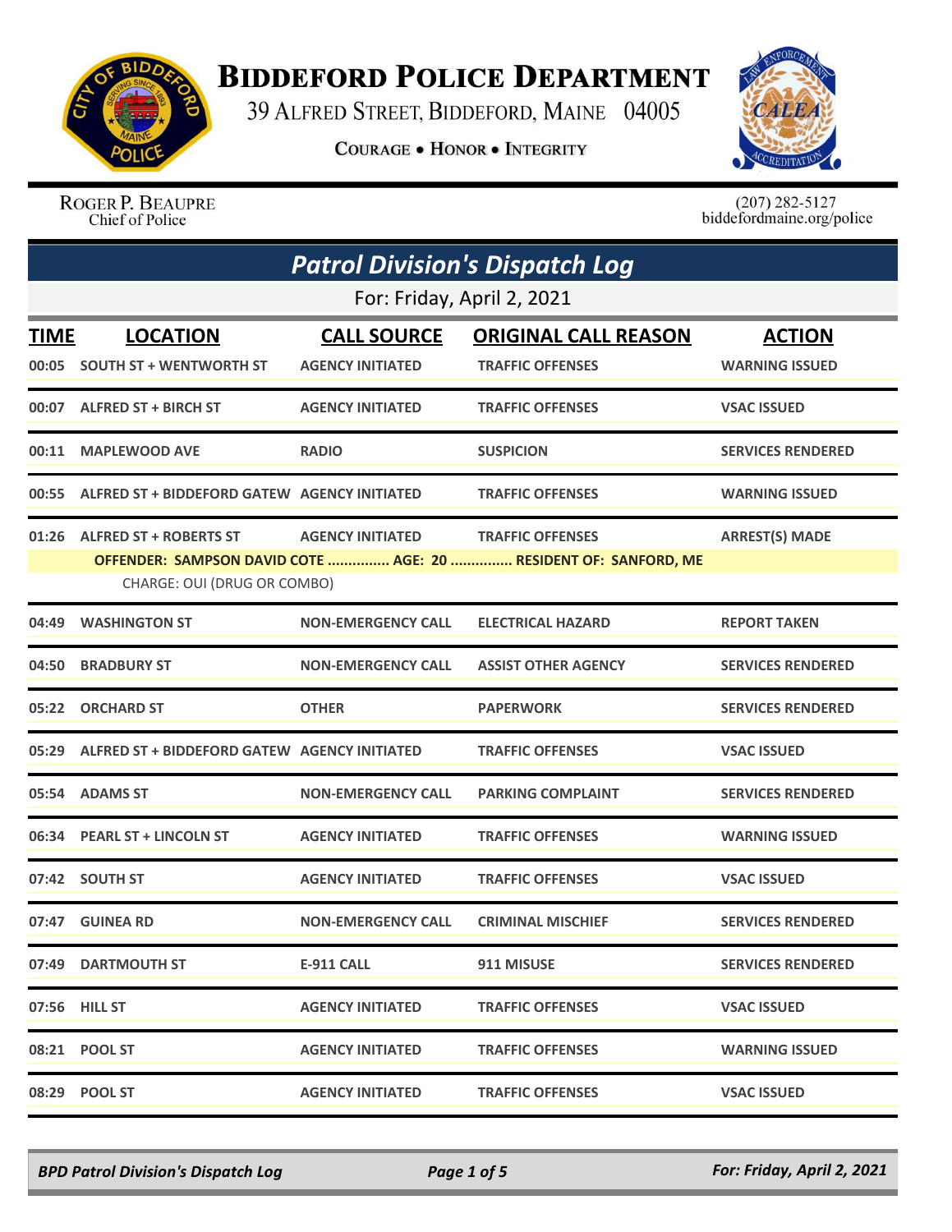# Biddeford Police Department

39 Alfred Street, Biddeford, Maine 04005

**Courage • Honor • Integrity**

Roger P. Beaupre
Chief of Police

(207) 282-5127
biddefordmaine.org/police

## Patrol Division's Dispatch Log

For: Friday, April 2, 2021

| TIME | LOCATION | CALL SOURCE | ORIGINAL CALL REASON | ACTION |
|---|---|---|---|---|
| 00:05 | SOUTH ST + WENTWORTH ST | AGENCY INITIATED | TRAFFIC OFFENSES | WARNING ISSUED |
| 00:07 | ALFRED ST + BIRCH ST | AGENCY INITIATED | TRAFFIC OFFENSES | VSAC ISSUED |
| 00:11 | MAPLEWOOD AVE | RADIO | SUSPICION | SERVICES RENDERED |
| 00:55 | ALFRED ST + BIDDEFORD GATEW | AGENCY INITIATED | TRAFFIC OFFENSES | WARNING ISSUED |
| 01:26 | ALFRED ST + ROBERTS ST | AGENCY INITIATED | TRAFFIC OFFENSES | ARREST(S) MADE |
| | OFFENDER: SAMPSON DAVID COTE ............... AGE: 20 ............... RESIDENT OF: SANFORD, ME | | | |
| | CHARGE: OUI (DRUG OR COMBO) | | | |
| 04:49 | WASHINGTON ST | NON-EMERGENCY CALL | ELECTRICAL HAZARD | REPORT TAKEN |
| 04:50 | BRADBURY ST | NON-EMERGENCY CALL | ASSIST OTHER AGENCY | SERVICES RENDERED |
| 05:22 | ORCHARD ST | OTHER | PAPERWORK | SERVICES RENDERED |
| 05:29 | ALFRED ST + BIDDEFORD GATEW | AGENCY INITIATED | TRAFFIC OFFENSES | VSAC ISSUED |
| 05:54 | ADAMS ST | NON-EMERGENCY CALL | PARKING COMPLAINT | SERVICES RENDERED |
| 06:34 | PEARL ST + LINCOLN ST | AGENCY INITIATED | TRAFFIC OFFENSES | WARNING ISSUED |
| 07:42 | SOUTH ST | AGENCY INITIATED | TRAFFIC OFFENSES | VSAC ISSUED |
| 07:47 | GUINEA RD | NON-EMERGENCY CALL | CRIMINAL MISCHIEF | SERVICES RENDERED |
| 07:49 | DARTMOUTH ST | E-911 CALL | 911 MISUSE | SERVICES RENDERED |
| 07:56 | HILL ST | AGENCY INITIATED | TRAFFIC OFFENSES | VSAC ISSUED |
| 08:21 | POOL ST | AGENCY INITIATED | TRAFFIC OFFENSES | WARNING ISSUED |
| 08:29 | POOL ST | AGENCY INITIATED | TRAFFIC OFFENSES | VSAC ISSUED |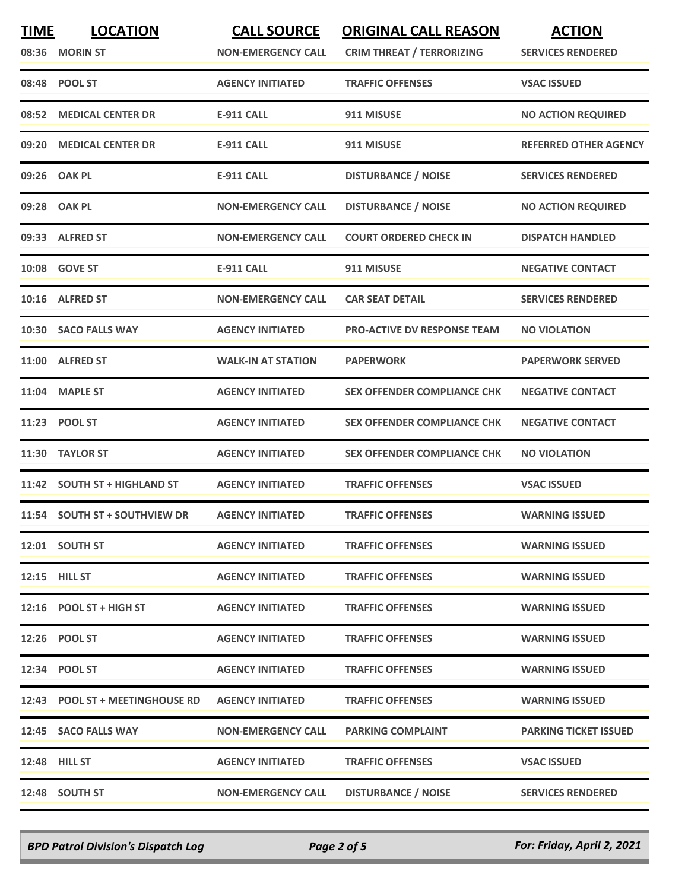| TIME | LOCATION | CALL SOURCE | ORIGINAL CALL REASON | ACTION |
|---|---|---|---|---|
| 08:36 | MORIN ST | NON-EMERGENCY CALL | CRIM THREAT / TERRORIZING | SERVICES RENDERED |
| 08:48 | POOL ST | AGENCY INITIATED | TRAFFIC OFFENSES | VSAC ISSUED |
| 08:52 | MEDICAL CENTER DR | E-911 CALL | 911 MISUSE | NO ACTION REQUIRED |
| 09:20 | MEDICAL CENTER DR | E-911 CALL | 911 MISUSE | REFERRED OTHER AGENCY |
| 09:26 | OAK PL | E-911 CALL | DISTURBANCE / NOISE | SERVICES RENDERED |
| 09:28 | OAK PL | NON-EMERGENCY CALL | DISTURBANCE / NOISE | NO ACTION REQUIRED |
| 09:33 | ALFRED ST | NON-EMERGENCY CALL | COURT ORDERED CHECK IN | DISPATCH HANDLED |
| 10:08 | GOVE ST | E-911 CALL | 911 MISUSE | NEGATIVE CONTACT |
| 10:16 | ALFRED ST | NON-EMERGENCY CALL | CAR SEAT DETAIL | SERVICES RENDERED |
| 10:30 | SACO FALLS WAY | AGENCY INITIATED | PRO-ACTIVE DV RESPONSE TEAM | NO VIOLATION |
| 11:00 | ALFRED ST | WALK-IN AT STATION | PAPERWORK | PAPERWORK SERVED |
| 11:04 | MAPLE ST | AGENCY INITIATED | SEX OFFENDER COMPLIANCE CHK | NEGATIVE CONTACT |
| 11:23 | POOL ST | AGENCY INITIATED | SEX OFFENDER COMPLIANCE CHK | NEGATIVE CONTACT |
| 11:30 | TAYLOR ST | AGENCY INITIATED | SEX OFFENDER COMPLIANCE CHK | NO VIOLATION |
| 11:42 | SOUTH ST + HIGHLAND ST | AGENCY INITIATED | TRAFFIC OFFENSES | VSAC ISSUED |
| 11:54 | SOUTH ST + SOUTHVIEW DR | AGENCY INITIATED | TRAFFIC OFFENSES | WARNING ISSUED |
| 12:01 | SOUTH ST | AGENCY INITIATED | TRAFFIC OFFENSES | WARNING ISSUED |
| 12:15 | HILL ST | AGENCY INITIATED | TRAFFIC OFFENSES | WARNING ISSUED |
| 12:16 | POOL ST + HIGH ST | AGENCY INITIATED | TRAFFIC OFFENSES | WARNING ISSUED |
| 12:26 | POOL ST | AGENCY INITIATED | TRAFFIC OFFENSES | WARNING ISSUED |
| 12:34 | POOL ST | AGENCY INITIATED | TRAFFIC OFFENSES | WARNING ISSUED |
| 12:43 | POOL ST + MEETINGHOUSE RD | AGENCY INITIATED | TRAFFIC OFFENSES | WARNING ISSUED |
| 12:45 | SACO FALLS WAY | NON-EMERGENCY CALL | PARKING COMPLAINT | PARKING TICKET ISSUED |
| 12:48 | HILL ST | AGENCY INITIATED | TRAFFIC OFFENSES | VSAC ISSUED |
| 12:48 | SOUTH ST | NON-EMERGENCY CALL | DISTURBANCE / NOISE | SERVICES RENDERED |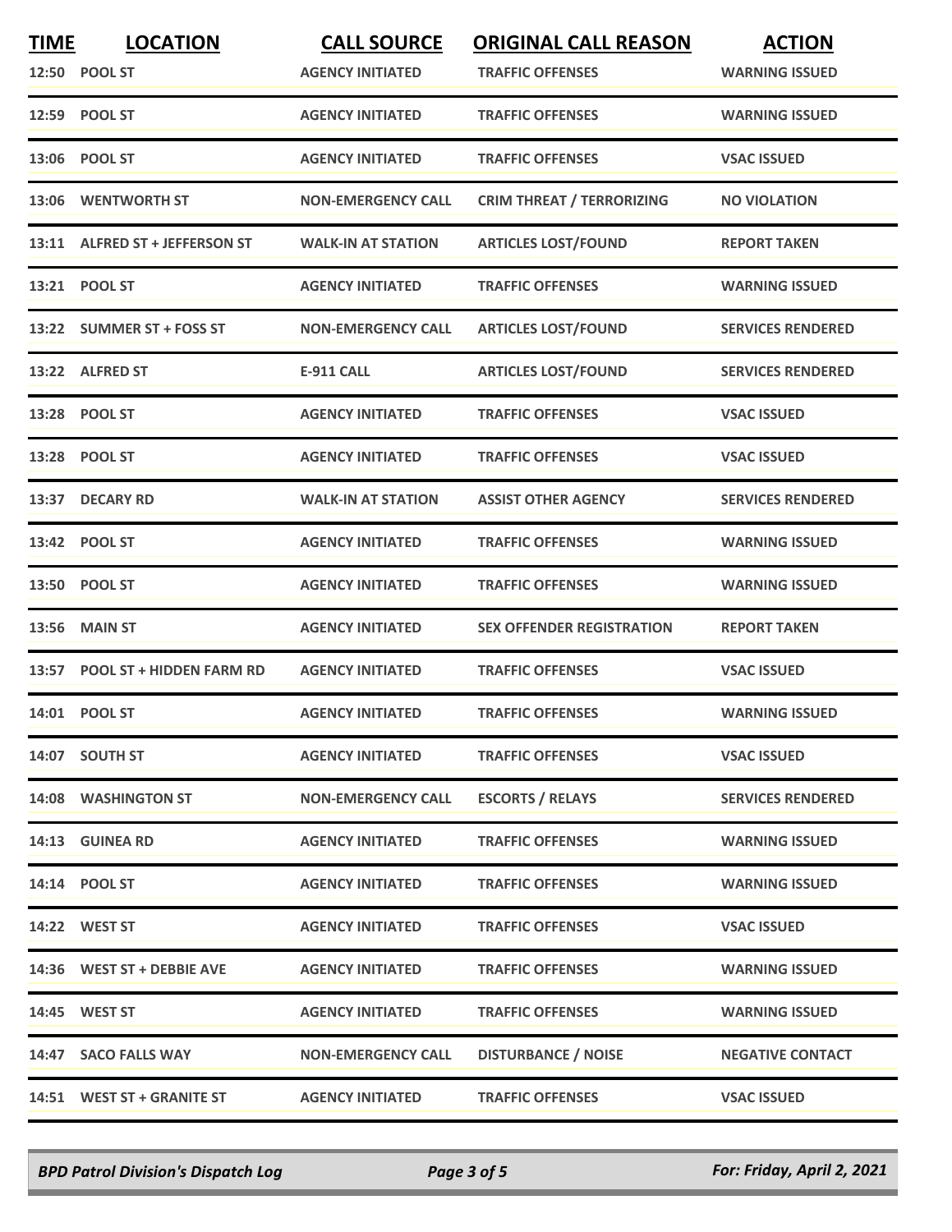| TIME | LOCATION | CALL SOURCE | ORIGINAL CALL REASON | ACTION |
|---|---|---|---|---|
| 12:50 | POOL ST | AGENCY INITIATED | TRAFFIC OFFENSES | WARNING ISSUED |
| 12:59 | POOL ST | AGENCY INITIATED | TRAFFIC OFFENSES | WARNING ISSUED |
| 13:06 | POOL ST | AGENCY INITIATED | TRAFFIC OFFENSES | VSAC ISSUED |
| 13:06 | WENTWORTH ST | NON-EMERGENCY CALL | CRIM THREAT / TERRORIZING | NO VIOLATION |
| 13:11 | ALFRED ST + JEFFERSON ST | WALK-IN AT STATION | ARTICLES LOST/FOUND | REPORT TAKEN |
| 13:21 | POOL ST | AGENCY INITIATED | TRAFFIC OFFENSES | WARNING ISSUED |
| 13:22 | SUMMER ST + FOSS ST | NON-EMERGENCY CALL | ARTICLES LOST/FOUND | SERVICES RENDERED |
| 13:22 | ALFRED ST | E-911 CALL | ARTICLES LOST/FOUND | SERVICES RENDERED |
| 13:28 | POOL ST | AGENCY INITIATED | TRAFFIC OFFENSES | VSAC ISSUED |
| 13:28 | POOL ST | AGENCY INITIATED | TRAFFIC OFFENSES | VSAC ISSUED |
| 13:37 | DECARY RD | WALK-IN AT STATION | ASSIST OTHER AGENCY | SERVICES RENDERED |
| 13:42 | POOL ST | AGENCY INITIATED | TRAFFIC OFFENSES | WARNING ISSUED |
| 13:50 | POOL ST | AGENCY INITIATED | TRAFFIC OFFENSES | WARNING ISSUED |
| 13:56 | MAIN ST | AGENCY INITIATED | SEX OFFENDER REGISTRATION | REPORT TAKEN |
| 13:57 | POOL ST + HIDDEN FARM RD | AGENCY INITIATED | TRAFFIC OFFENSES | VSAC ISSUED |
| 14:01 | POOL ST | AGENCY INITIATED | TRAFFIC OFFENSES | WARNING ISSUED |
| 14:07 | SOUTH ST | AGENCY INITIATED | TRAFFIC OFFENSES | VSAC ISSUED |
| 14:08 | WASHINGTON ST | NON-EMERGENCY CALL | ESCORTS / RELAYS | SERVICES RENDERED |
| 14:13 | GUINEA RD | AGENCY INITIATED | TRAFFIC OFFENSES | WARNING ISSUED |
| 14:14 | POOL ST | AGENCY INITIATED | TRAFFIC OFFENSES | WARNING ISSUED |
| 14:22 | WEST ST | AGENCY INITIATED | TRAFFIC OFFENSES | VSAC ISSUED |
| 14:36 | WEST ST + DEBBIE AVE | AGENCY INITIATED | TRAFFIC OFFENSES | WARNING ISSUED |
| 14:45 | WEST ST | AGENCY INITIATED | TRAFFIC OFFENSES | WARNING ISSUED |
| 14:47 | SACO FALLS WAY | NON-EMERGENCY CALL | DISTURBANCE / NOISE | NEGATIVE CONTACT |
| 14:51 | WEST ST + GRANITE ST | AGENCY INITIATED | TRAFFIC OFFENSES | VSAC ISSUED |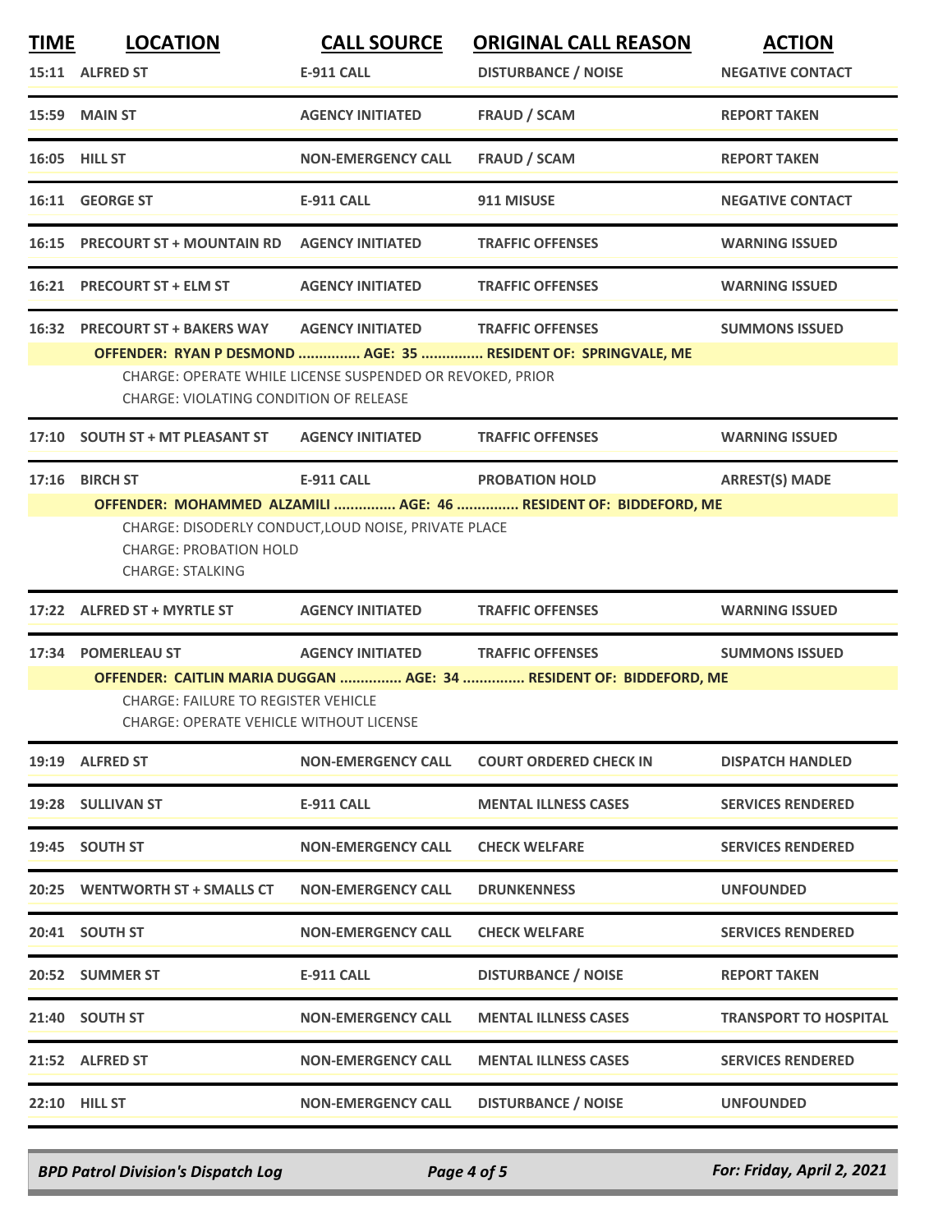| TIME | LOCATION | CALL SOURCE | ORIGINAL CALL REASON | ACTION |
|---|---|---|---|---|
| 15:11 | ALFRED ST | E-911 CALL | DISTURBANCE / NOISE | NEGATIVE CONTACT |
| 15:59 | MAIN ST | AGENCY INITIATED | FRAUD / SCAM | REPORT TAKEN |
| 16:05 | HILL ST | NON-EMERGENCY CALL | FRAUD / SCAM | REPORT TAKEN |
| 16:11 | GEORGE ST | E-911 CALL | 911 MISUSE | NEGATIVE CONTACT |
| 16:15 | PRECOURT ST + MOUNTAIN RD | AGENCY INITIATED | TRAFFIC OFFENSES | WARNING ISSUED |
| 16:21 | PRECOURT ST + ELM ST | AGENCY INITIATED | TRAFFIC OFFENSES | WARNING ISSUED |
| 16:32 | PRECOURT ST + BAKERS WAY | AGENCY INITIATED | TRAFFIC OFFENSES | SUMMONS ISSUED |

**OFFENDER: RYAN P DESMOND ............... AGE: 35 ............... RESIDENT OF: SPRINGVALE, ME**

CHARGE: OPERATE WHILE LICENSE SUSPENDED OR REVOKED, PRIOR
CHARGE: VIOLATING CONDITION OF RELEASE

| TIME | LOCATION | CALL SOURCE | ORIGINAL CALL REASON | ACTION |
|---|---|---|---|---|
| 17:10 | SOUTH ST + MT PLEASANT ST | AGENCY INITIATED | TRAFFIC OFFENSES | WARNING ISSUED |
| 17:16 | BIRCH ST | E-911 CALL | PROBATION HOLD | ARREST(S) MADE |

**OFFENDER: MOHAMMED ALZAMILI ............... AGE: 46 ............... RESIDENT OF: BIDDEFORD, ME**

CHARGE: DISODERLY CONDUCT,LOUD NOISE, PRIVATE PLACE
CHARGE: PROBATION HOLD
CHARGE: STALKING

| TIME | LOCATION | CALL SOURCE | ORIGINAL CALL REASON | ACTION |
|---|---|---|---|---|
| 17:22 | ALFRED ST + MYRTLE ST | AGENCY INITIATED | TRAFFIC OFFENSES | WARNING ISSUED |
| 17:34 | POMERLEAU ST | AGENCY INITIATED | TRAFFIC OFFENSES | SUMMONS ISSUED |

**OFFENDER: CAITLIN MARIA DUGGAN ............... AGE: 34 ............... RESIDENT OF: BIDDEFORD, ME**

CHARGE: FAILURE TO REGISTER VEHICLE
CHARGE: OPERATE VEHICLE WITHOUT LICENSE

| TIME | LOCATION | CALL SOURCE | ORIGINAL CALL REASON | ACTION |
|---|---|---|---|---|
| 19:19 | ALFRED ST | NON-EMERGENCY CALL | COURT ORDERED CHECK IN | DISPATCH HANDLED |
| 19:28 | SULLIVAN ST | E-911 CALL | MENTAL ILLNESS CASES | SERVICES RENDERED |
| 19:45 | SOUTH ST | NON-EMERGENCY CALL | CHECK WELFARE | SERVICES RENDERED |
| 20:25 | WENTWORTH ST + SMALLS CT | NON-EMERGENCY CALL | DRUNKENNESS | UNFOUNDED |
| 20:41 | SOUTH ST | NON-EMERGENCY CALL | CHECK WELFARE | SERVICES RENDERED |
| 20:52 | SUMMER ST | E-911 CALL | DISTURBANCE / NOISE | REPORT TAKEN |
| 21:40 | SOUTH ST | NON-EMERGENCY CALL | MENTAL ILLNESS CASES | TRANSPORT TO HOSPITAL |
| 21:52 | ALFRED ST | NON-EMERGENCY CALL | MENTAL ILLNESS CASES | SERVICES RENDERED |
| 22:10 | HILL ST | NON-EMERGENCY CALL | DISTURBANCE / NOISE | UNFOUNDED |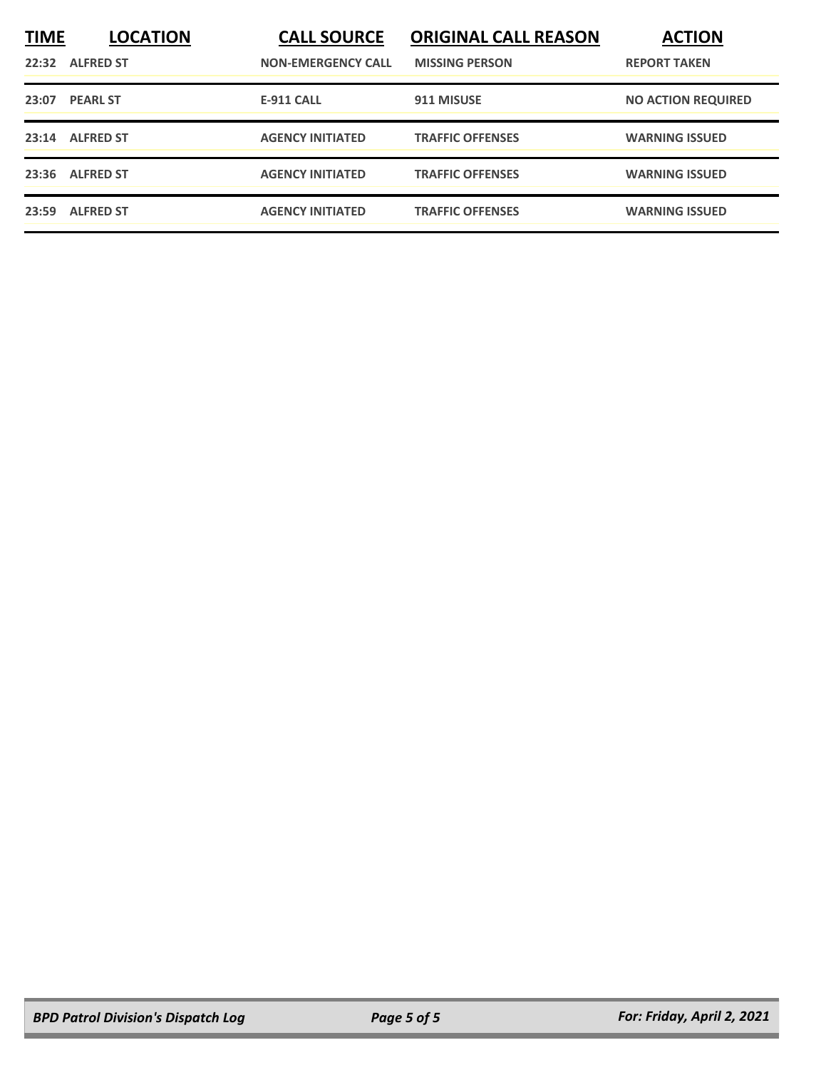| TIME | LOCATION | CALL SOURCE | ORIGINAL CALL REASON | ACTION |
|---|---|---|---|---|
| 22:32 | ALFRED ST | NON-EMERGENCY CALL | MISSING PERSON | REPORT TAKEN |
| 23:07 | PEARL ST | E-911 CALL | 911 MISUSE | NO ACTION REQUIRED |
| 23:14 | ALFRED ST | AGENCY INITIATED | TRAFFIC OFFENSES | WARNING ISSUED |
| 23:36 | ALFRED ST | AGENCY INITIATED | TRAFFIC OFFENSES | WARNING ISSUED |
| 23:59 | ALFRED ST | AGENCY INITIATED | TRAFFIC OFFENSES | WARNING ISSUED |